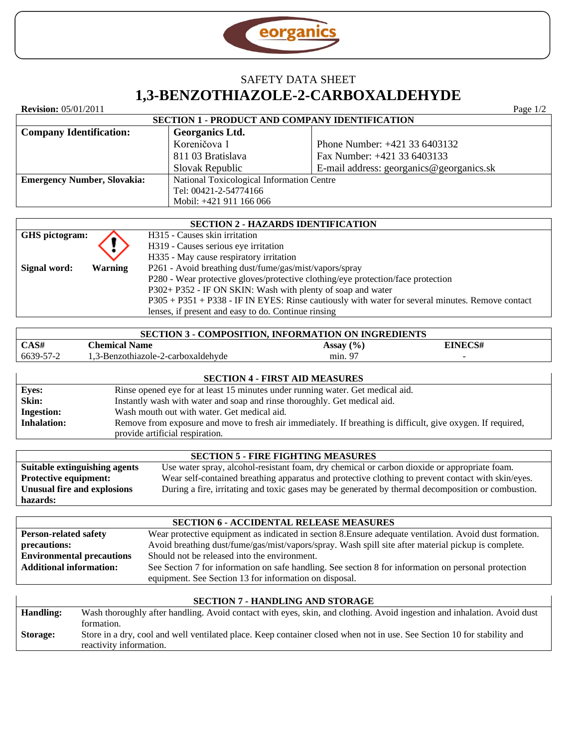eorganics

# SAFETY DATA SHEET

# 1,3-BENZOTHIAZOLE-2-CARBOXALDEHYDE

**Revision:** 05/01/2011

| SECTION 1 - PRODUCT AND COMPANY IDENTIFICATION | | |
|---|---|---|
| **Company Identification:** | **Georganics Ltd.** | |
| | Koreničova 1 | Phone Number: +421 33 6403132 |
| | 811 03 Bratislava | Fax Number: +421 33 6403133 |
| | Slovak Republic | E-mail address: georganics@georganics.sk |
| **Emergency Number, Slovakia:** | National Toxicological Information Centre<br>Tel: 00421-2-54774166<br>Mobil: +421 911 166 066 | |

| SECTION 2 - HAZARDS IDENTIFICATION | | |
|---|---|---|
| **GHS pictogram:** | | H315 - Causes skin irritation<br>H319 - Causes serious eye irritation<br>H335 - May cause respiratory irritation |
| **Signal word:** | **Warning** | P261 - Avoid breathing dust/fume/gas/mist/vapors/spray<br>P280 - Wear protective gloves/protective clothing/eye protection/face protection<br>P302+ P352 - IF ON SKIN: Wash with plenty of soap and water<br>P305 + P351 + P338 - IF IN EYES: Rinse cautiously with water for several minutes. Remove contact lenses, if present and easy to do. Continue rinsing |

| SECTION 3 - COMPOSITION, INFORMATION ON INGREDIENTS | | | |
|---|---|---|---|
| **CAS#** | **Chemical Name** | **Assay (%)** | **EINECS#** |
| 6639-57-2 | 1,3-Benzothiazole-2-carboxaldehyde | min. 97 | - |

| SECTION 4 - FIRST AID MEASURES | |
|---|---|
| **Eyes:** | Rinse opened eye for at least 15 minutes under running water. Get medical aid. |
| **Skin:** | Instantly wash with water and soap and rinse thoroughly. Get medical aid. |
| **Ingestion:** | Wash mouth out with water. Get medical aid. |
| **Inhalation:** | Remove from exposure and move to fresh air immediately. If breathing is difficult, give oxygen. If required, provide artificial respiration. |

| SECTION 5 - FIRE FIGHTING MEASURES | |
|---|---|
| **Suitable extinguishing agents** | Use water spray, alcohol-resistant foam, dry chemical or carbon dioxide or appropriate foam. |
| **Protective equipment:** | Wear self-contained breathing apparatus and protective clothing to prevent contact with skin/eyes. |
| **Unusual fire and explosions hazards:** | During a fire, irritating and toxic gases may be generated by thermal decomposition or combustion. |

| SECTION 6 - ACCIDENTAL RELEASE MEASURES | |
|---|---|
| **Person-related safety precautions:** | Wear protective equipment as indicated in section 8.Ensure adequate ventilation. Avoid dust formation. Avoid breathing dust/fume/gas/mist/vapors/spray. Wash spill site after material pickup is complete. |
| **Environmental precautions** | Should not be released into the environment. |
| **Additional information:** | See Section 7 for information on safe handling. See section 8 for information on personal protection equipment. See Section 13 for information on disposal. |

| SECTION 7 - HANDLING AND STORAGE | |
|---|---|
| **Handling:** | Wash thoroughly after handling. Avoid contact with eyes, skin, and clothing. Avoid ingestion and inhalation. Avoid dust formation. |
| **Storage:** | Store in a dry, cool and well ventilated place. Keep container closed when not in use. See Section 10 for stability and reactivity information. |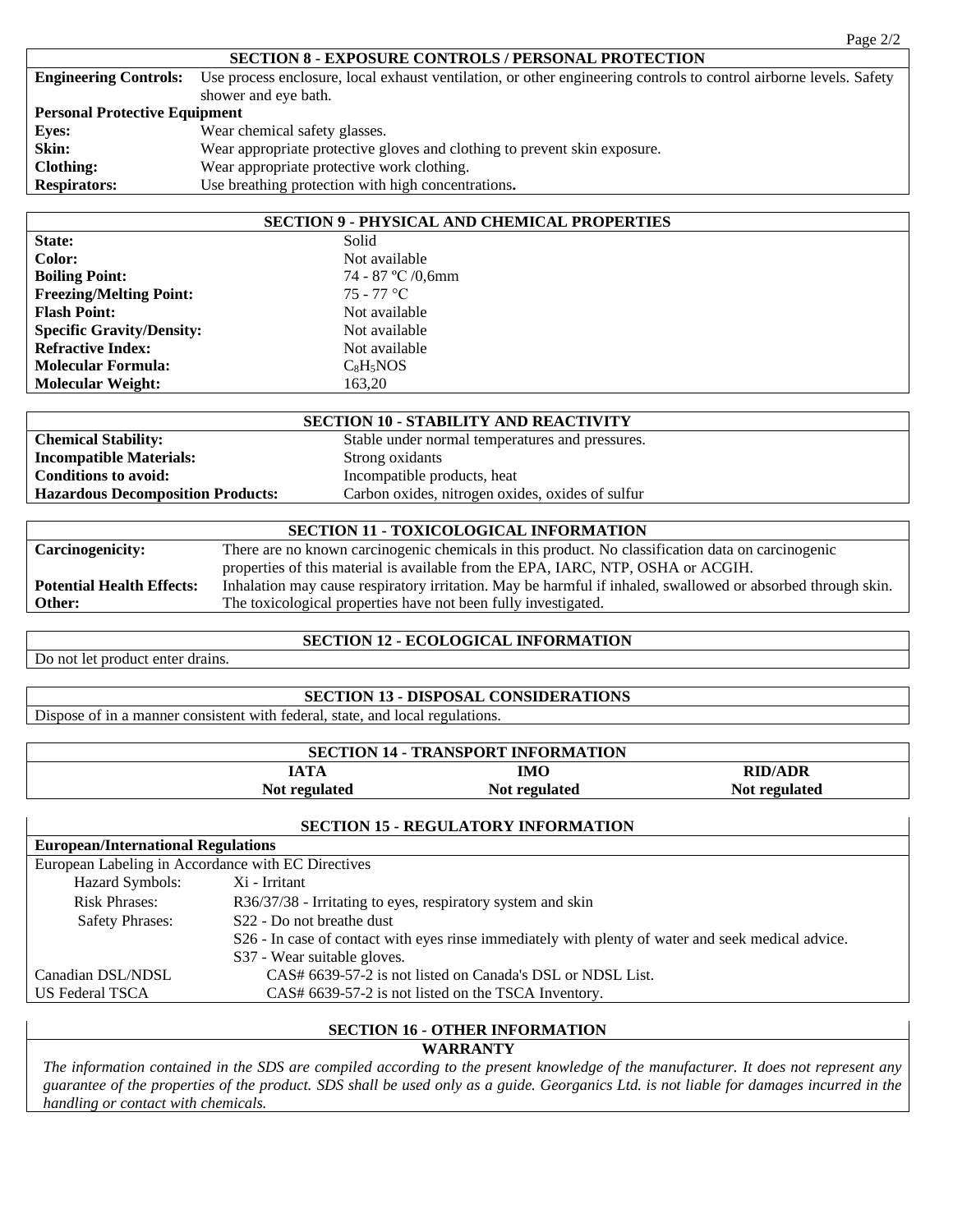## SECTION 8 - EXPOSURE CONTROLS / PERSONAL PROTECTION

| | |
|---|---|
| **Engineering Controls:** | Use process enclosure, local exhaust ventilation, or other engineering controls to control airborne levels. Safety shower and eye bath. |
| **Personal Protective Equipment** | |
| **Eyes:** | Wear chemical safety glasses. |
| **Skin:** | Wear appropriate protective gloves and clothing to prevent skin exposure. |
| **Clothing:** | Wear appropriate protective work clothing. |
| **Respirators:** | Use breathing protection with high concentrations**.** |

## SECTION 9 - PHYSICAL AND CHEMICAL PROPERTIES

| | |
|---|---|
| **State:** | Solid |
| **Color:** | Not available |
| **Boiling Point:** | 74 - 87 ºC /0,6mm |
| **Freezing/Melting Point:** | 75 - 77 °C |
| **Flash Point:** | Not available |
| **Specific Gravity/Density:** | Not available |
| **Refractive Index:** | Not available |
| **Molecular Formula:** | $C_8H_5NOS$ |
| **Molecular Weight:** | 163,20 |

## SECTION 10 - STABILITY AND REACTIVITY

| | |
|---|---|
| **Chemical Stability:** | Stable under normal temperatures and pressures. |
| **Incompatible Materials:** | Strong oxidants |
| **Conditions to avoid:** | Incompatible products, heat |
| **Hazardous Decomposition Products:** | Carbon oxides, nitrogen oxides, oxides of sulfur |

## SECTION 11 - TOXICOLOGICAL INFORMATION

| | |
|---|---|
| **Carcinogenicity:** | There are no known carcinogenic chemicals in this product. No classification data on carcinogenic properties of this material is available from the EPA, IARC, NTP, OSHA or ACGIH. |
| **Potential Health Effects:** | Inhalation may cause respiratory irritation. May be harmful if inhaled, swallowed or absorbed through skin. |
| **Other:** | The toxicological properties have not been fully investigated. |

## SECTION 12 - ECOLOGICAL INFORMATION

Do not let product enter drains.

## SECTION 13 - DISPOSAL CONSIDERATIONS

Dispose of in a manner consistent with federal, state, and local regulations.

## SECTION 14 - TRANSPORT INFORMATION

| IATA | IMO | RID/ADR |
|---|---|---|
| **Not regulated** | **Not regulated** | **Not regulated** |

## SECTION 15 - REGULATORY INFORMATION

**European/International Regulations**

European Labeling in Accordance with EC Directives

| | |
|---|---|
| Hazard Symbols: | Xi - Irritant |
| Risk Phrases: | R36/37/38 - Irritating to eyes, respiratory system and skin |
| Safety Phrases: | S22 - Do not breathe dust |
| | S26 - In case of contact with eyes rinse immediately with plenty of water and seek medical advice. |
| | S37 - Wear suitable gloves. |
| Canadian DSL/NDSL | CAS# 6639-57-2 is not listed on Canada's DSL or NDSL List. |
| US Federal TSCA | CAS# 6639-57-2 is not listed on the TSCA Inventory. |

## SECTION 16 - OTHER INFORMATION

**WARRANTY**

*The information contained in the SDS are compiled according to the present knowledge of the manufacturer. It does not represent any guarantee of the properties of the product. SDS shall be used only as a guide. Georganics Ltd. is not liable for damages incurred in the handling or contact with chemicals.*